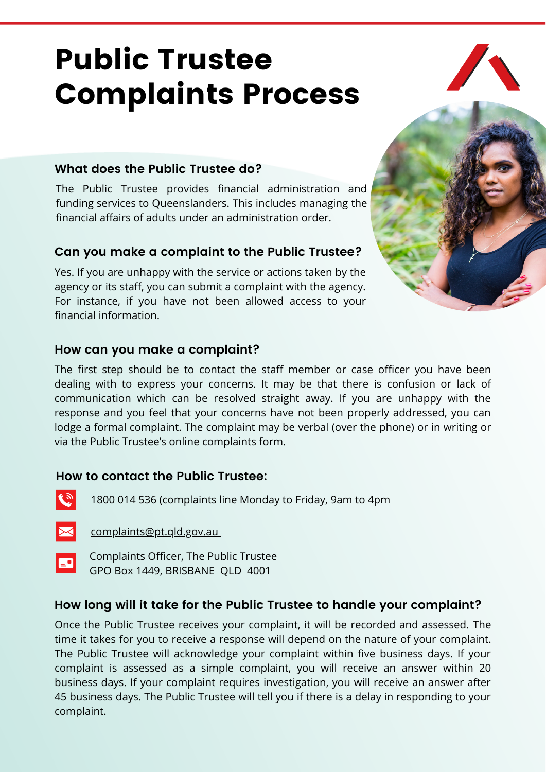# Public Trustee Complaints Process

## What does the Public Trustee do?

The Public Trustee provides financial administration and funding services to Queenslanders. This includes managing the financial affairs of adults under an administration order.

## Can you make a complaint to the Public Trustee?

Yes. If you are unhappy with the service or actions taken by the agency or its staff, you can submit a complaint with the agency. For instance, if you have not been allowed access to your financial information.

## How can you make a complaint?

The first step should be to contact the staff member or case officer you have been dealing with to express your concerns. It may be that there is confusion or lack of communication which can be resolved straight away. If you are unhappy with the response and you feel that your concerns have not been properly addressed, you can lodge a formal complaint. The complaint may be verbal (over the phone) or in writing or via the Public Trustee's online complaints form.

## How to contact the Public Trustee:

- 1800 014 536 (complaints line Monday to Friday, 9am to 4pm
- complaints@pt.qld.gov.au
- Complaints Officer, The Public Trustee  
  GPO Box 1449, BRISBANE QLD 4001

## How long will it take for the Public Trustee to handle your complaint?

Once the Public Trustee receives your complaint, it will be recorded and assessed. The time it takes for you to receive a response will depend on the nature of your complaint. The Public Trustee will acknowledge your complaint within five business days. If your complaint is assessed as a simple complaint, you will receive an answer within 20 business days. If your complaint requires investigation, you will receive an answer after 45 business days. The Public Trustee will tell you if there is a delay in responding to your complaint.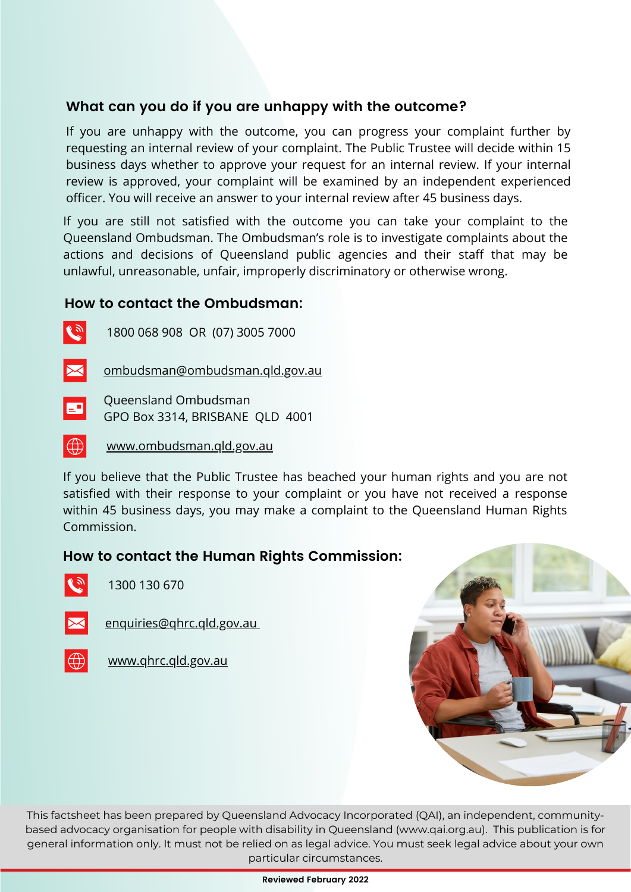### What can you do if you are unhappy with the outcome?

If you are unhappy with the outcome, you can progress your complaint further by requesting an internal review of your complaint. The Public Trustee will decide within 15 business days whether to approve your request for an internal review. If your internal review is approved, your complaint will be examined by an independent experienced officer. You will receive an answer to your internal review after 45 business days.

If you are still not satisfied with the outcome you can take your complaint to the Queensland Ombudsman. The Ombudsman's role is to investigate complaints about the actions and decisions of Queensland public agencies and their staff that may be unlawful, unreasonable, unfair, improperly discriminatory or otherwise wrong.

### How to contact the Ombudsman:

- 1800 068 908 OR (07) 3005 7000
- ombudsman@ombudsman.qld.gov.au
- Queensland Ombudsman  
  GPO Box 3314, BRISBANE QLD 4001
- www.ombudsman.qld.gov.au

If you believe that the Public Trustee has beached your human rights and you are not satisfied with their response to your complaint or you have not received a response within 45 business days, you may make a complaint to the Queensland Human Rights Commission.

### How to contact the Human Rights Commission:

- 1300 130 670
- enquiries@qhrc.qld.gov.au
- www.qhrc.qld.gov.au

This factsheet has been prepared by Queensland Advocacy Incorporated (QAI), an independent, community-based advocacy organisation for people with disability in Queensland (www.qai.org.au). This publication is for general information only. It must not be relied on as legal advice. You must seek legal advice about your own particular circumstances.

**Reviewed February 2022**